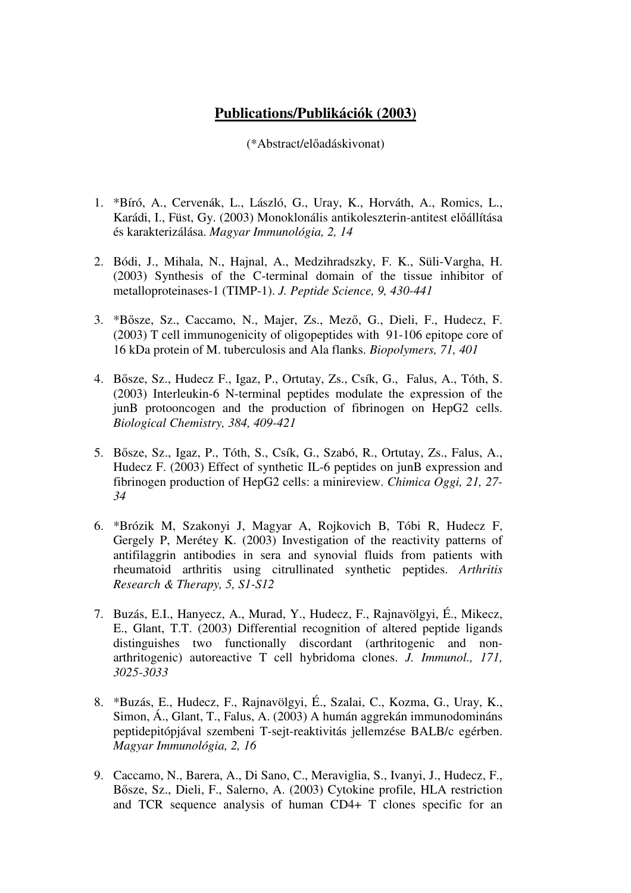# **Publications/Publikációk (2003)**

(*Abstract/előadáskivonat)

1. *Bíró, A., Cervenák, L., László, G., Uray, K., Horváth, A., Romics, L., Karádi, I., Füst, Gy. (2003) Monoklonális antikoleszterin-antitest előállítása és karakterizálása. *Magyar Immunológia, 2, 14*

2. Bódi, J., Mihala, N., Hajnal, A., Medzihradszky, F. K., Süli-Vargha, H. (2003) Synthesis of the C-terminal domain of the tissue inhibitor of metalloproteinases-1 (TIMP-1). *J. Peptide Science, 9, 430-441*

3. *Bősze, Sz., Caccamo, N., Majer, Zs., Mező, G., Dieli, F., Hudecz, F. (2003) T cell immunogenicity of oligopeptides with 91-106 epitope core of 16 kDa protein of M. tuberculosis and Ala flanks. *Biopolymers, 71, 401*

4. Bősze, Sz., Hudecz F., Igaz, P., Ortutay, Zs., Csík, G., Falus, A., Tóth, S. (2003) Interleukin-6 N-terminal peptides modulate the expression of the junB protooncogen and the production of fibrinogen on HepG2 cells. *Biological Chemistry, 384, 409-421*

5. Bősze, Sz., Igaz, P., Tóth, S., Csík, G., Szabó, R., Ortutay, Zs., Falus, A., Hudecz F. (2003) Effect of synthetic IL-6 peptides on junB expression and fibrinogen production of HepG2 cells: a minireview. *Chimica Oggi, 21, 27-34*

6. *Brózik M, Szakonyi J, Magyar A, Rojkovich B, Tóbi R, Hudecz F, Gergely P, Merétey K. (2003) Investigation of the reactivity patterns of antifilaggrin antibodies in sera and synovial fluids from patients with rheumatoid arthritis using citrullinated synthetic peptides. *Arthritis Research & Therapy, 5, S1-S12*

7. Buzás, E.I., Hanyecz, A., Murad, Y., Hudecz, F., Rajnavölgyi, É., Mikecz, E., Glant, T.T. (2003) Differential recognition of altered peptide ligands distinguishes two functionally discordant (arthritogenic and non-arthritogenic) autoreactive T cell hybridoma clones. *J. Immunol., 171, 3025-3033*

8. *Buzás, E., Hudecz, F., Rajnavölgyi, É., Szalai, C., Kozma, G., Uray, K., Simon, Á., Glant, T., Falus, A. (2003) A humán aggrekán immunodomináns peptidepitópjával szembeni T-sejt-reaktivitás jellemzése BALB/c egérben. *Magyar Immunológia, 2, 16*

9. Caccamo, N., Barera, A., Di Sano, C., Meraviglia, S., Ivanyi, J., Hudecz, F., Bősze, Sz., Dieli, F., Salerno, A. (2003) Cytokine profile, HLA restriction and TCR sequence analysis of human CD4+ T clones specific for an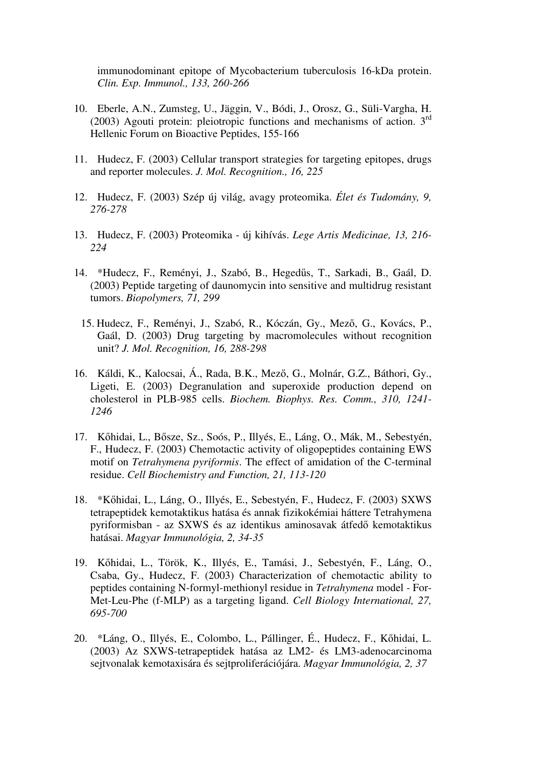immunodominant epitope of Mycobacterium tuberculosis 16-kDa protein. *Clin. Exp. Immunol., 133, 260-266*

10. Eberle, A.N., Zumsteg, U., Jäggin, V., Bódi, J., Orosz, G., Süli-Vargha, H. (2003) Agouti protein: pleiotropic functions and mechanisms of action. 3rd Hellenic Forum on Bioactive Peptides, 155-166

11. Hudecz, F. (2003) Cellular transport strategies for targeting epitopes, drugs and reporter molecules. *J. Mol. Recognition., 16, 225*

12. Hudecz, F. (2003) Szép új világ, avagy proteomika. *Élet és Tudomány, 9, 276-278*

13. Hudecz, F. (2003) Proteomika - új kihívás. *Lege Artis Medicinae, 13, 216-224*

14. *Hudecz, F., Reményi, J., Szabó, B., Hegedűs, T., Sarkadi, B., Gaál, D. (2003) Peptide targeting of daunomycin into sensitive and multidrug resistant tumors. *Biopolymers, 71, 299*

15. Hudecz, F., Reményi, J., Szabó, R., Kóczán, Gy., Mező, G., Kovács, P., Gaál, D. (2003) Drug targeting by macromolecules without recognition unit? *J. Mol. Recognition, 16, 288-298*

16. Káldi, K., Kalocsai, Á., Rada, B.K., Mező, G., Molnár, G.Z., Báthori, Gy., Ligeti, E. (2003) Degranulation and superoxide production depend on cholesterol in PLB-985 cells. *Biochem. Biophys. Res. Comm., 310, 1241-1246*

17. Kőhidai, L., Bősze, Sz., Soós, P., Illyés, E., Láng, O., Mák, M., Sebestyén, F., Hudecz, F. (2003) Chemotactic activity of oligopeptides containing EWS motif on *Tetrahymena pyriformis*. The effect of amidation of the C-terminal residue. *Cell Biochemistry and Function, 21, 113-120*

18. *Kőhidai, L., Láng, O., Illyés, E., Sebestyén, F., Hudecz, F. (2003) SXWS tetrapeptidek kemotaktikus hatása és annak fizikokémiai háttere Tetrahymena pyriformisban - az SXWS és az identikus aminosavak átfedő kemotaktikus hatásai. *Magyar Immunológia, 2, 34-35*

19. Kőhidai, L., Török, K., Illyés, E., Tamási, J., Sebestyén, F., Láng, O., Csaba, Gy., Hudecz, F. (2003) Characterization of chemotactic ability to peptides containing N-formyl-methionyl residue in *Tetrahymena* model - For-Met-Leu-Phe (f-MLP) as a targeting ligand. *Cell Biology International, 27, 695-700*

20. *Láng, O., Illyés, E., Colombo, L., Pállinger, É., Hudecz, F., Kőhidai, L. (2003) Az SXWS-tetrapeptidek hatása az LM2- és LM3-adenocarcinoma sejtvonalak kemotaxisára és sejtproliferációjára. *Magyar Immunológia, 2, 37*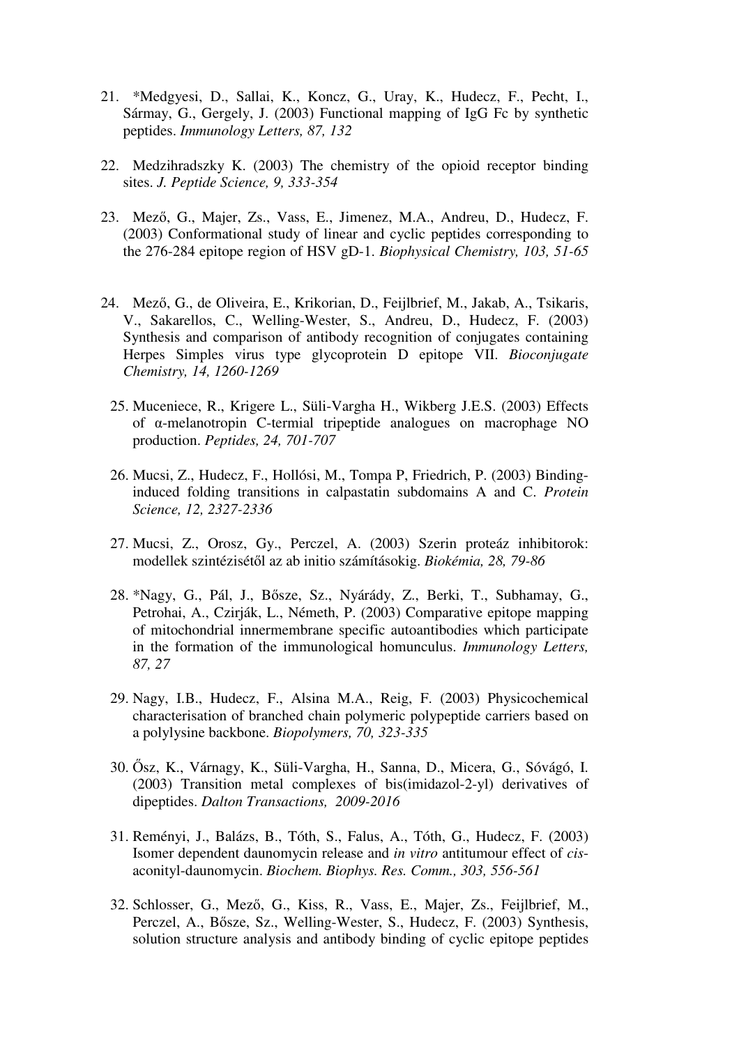21. *Medgyesi, D., Sallai, K., Koncz, G., Uray, K., Hudecz, F., Pecht, I., Sármay, G., Gergely, J. (2003) Functional mapping of IgG Fc by synthetic peptides. *Immunology Letters, 87, 132*

22. Medzihradszky K. (2003) The chemistry of the opioid receptor binding sites. *J. Peptide Science, 9, 333-354*

23. Mező, G., Majer, Zs., Vass, E., Jimenez, M.A., Andreu, D., Hudecz, F. (2003) Conformational study of linear and cyclic peptides corresponding to the 276-284 epitope region of HSV gD-1. *Biophysical Chemistry, 103, 51-65*

24. Mező, G., de Oliveira, E., Krikorian, D., Feijlbrief, M., Jakab, A., Tsikaris, V., Sakarellos, C., Welling-Wester, S., Andreu, D., Hudecz, F. (2003) Synthesis and comparison of antibody recognition of conjugates containing Herpes Simples virus type glycoprotein D epitope VII. *Bioconjugate Chemistry, 14, 1260-1269*

25. Muceniece, R., Krigere L., Süli-Vargha H., Wikberg J.E.S. (2003) Effects of α-melanotropin C-termial tripeptide analogues on macrophage NO production. *Peptides, 24, 701-707*

26. Mucsi, Z., Hudecz, F., Hollósi, M., Tompa P, Friedrich, P. (2003) Binding-induced folding transitions in calpastatin subdomains A and C. *Protein Science, 12, 2327-2336*

27. Mucsi, Z., Orosz, Gy., Perczel, A. (2003) Szerin proteáz inhibitorok: modellek szintézisétől az ab initio számításokig. *Biokémia, 28, 79-86*

28. *Nagy, G., Pál, J., Bősze, Sz., Nyárády, Z., Berki, T., Subhamay, G., Petrohai, A., Czirják, L., Németh, P. (2003) Comparative epitope mapping of mitochondrial innermembrane specific autoantibodies which participate in the formation of the immunological homunculus. *Immunology Letters, 87, 27*

29. Nagy, I.B., Hudecz, F., Alsina M.A., Reig, F. (2003) Physicochemical characterisation of branched chain polymeric polypeptide carriers based on a polylysine backbone. *Biopolymers, 70, 323-335*

30. Ősz, K., Várnagy, K., Süli-Vargha, H., Sanna, D., Micera, G., Sóvágó, I. (2003) Transition metal complexes of bis(imidazol-2-yl) derivatives of dipeptides. *Dalton Transactions, 2009-2016*

31. Rémenyi, J., Balázs, B., Tóth, S., Falus, A., Tóth, G., Hudecz, F. (2003) Isomer dependent daunomycin release and *in vitro* antitumour effect of *cis*-aconityl-daunomycin. *Biochem. Biophys. Res. Comm., 303, 556-561*

32. Schlosser, G., Mező, G., Kiss, R., Vass, E., Majer, Zs., Feijlbrief, M., Perczel, A., Bősze, Sz., Welling-Wester, S., Hudecz, F. (2003) Synthesis, solution structure analysis and antibody binding of cyclic epitope peptides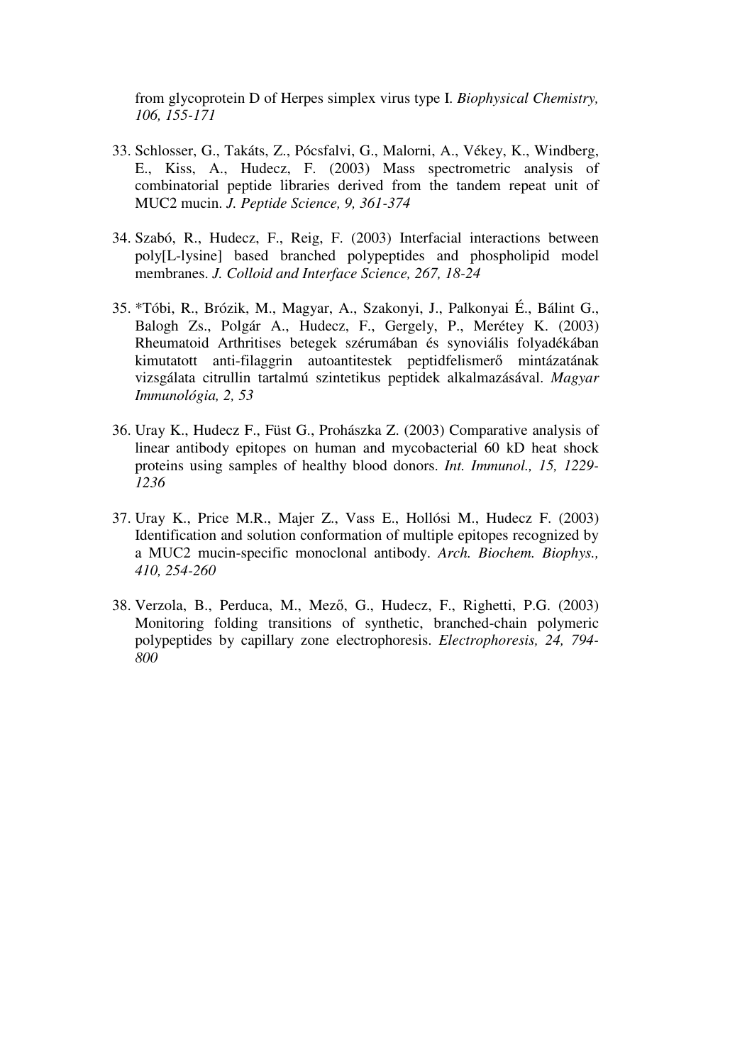from glycoprotein D of Herpes simplex virus type I. *Biophysical Chemistry, 106, 155-171*

33. Schlosser, G., Takáts, Z., Pócsfalvi, G., Malorni, A., Vékey, K., Windberg, E., Kiss, A., Hudecz, F. (2003) Mass spectrometric analysis of combinatorial peptide libraries derived from the tandem repeat unit of MUC2 mucin. *J. Peptide Science, 9, 361-374*

34. Szabó, R., Hudecz, F., Reig, F. (2003) Interfacial interactions between poly[L-lysine] based branched polypeptides and phospholipid model membranes. *J. Colloid and Interface Science, 267, 18-24*

35. *Tóbi, R., Brózik, M., Magyar, A., Szakonyi, J., Palkonyai É., Bálint G., Balogh Zs., Polgár A., Hudecz, F., Gergely, P., Merétey K. (2003) Rheumatoid Arthritises betegek szérumában és synoviális folyadékában kimutatott anti-filaggrin autoantitestek peptidfelismerő mintázatának vizsgálata citrullin tartalmú szintetikus peptidek alkalmazásával. *Magyar Immunológia, 2, 53*

36. Uray K., Hudecz F., Füst G., Prohászka Z. (2003) Comparative analysis of linear antibody epitopes on human and mycobacterial 60 kD heat shock proteins using samples of healthy blood donors. *Int. Immunol., 15, 1229-1236*

37. Uray K., Price M.R., Majer Z., Vass E., Hollósi M., Hudecz F. (2003) Identification and solution conformation of multiple epitopes recognized by a MUC2 mucin-specific monoclonal antibody. *Arch. Biochem. Biophys., 410, 254-260*

38. Verzola, B., Perduca, M., Mező, G., Hudecz, F., Righetti, P.G. (2003) Monitoring folding transitions of synthetic, branched-chain polymeric polypeptides by capillary zone electrophoresis. *Electrophoresis, 24, 794-800*